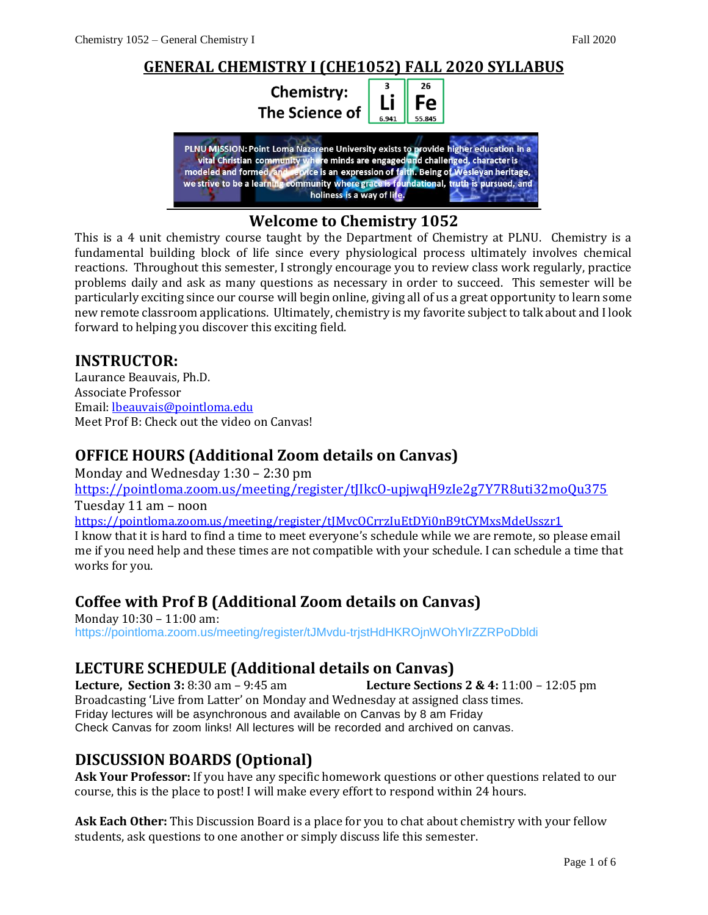# GENERAL CHEMISTRY I (CHE1052) FALL 2020 SYLLABUS

Chemistry: The Science of Li Fe

PLNU MISSION: Point Loma Nazarene University exists to provide higher education in a vital Christian community where minds are engaged and challenged, character is modeled and formed, and service is an expression of faith. Being of Wesleyan heritage, we strive to be a learning community where grace is foundational, truth is pursued, and holiness is a way of life.

## Welcome to Chemistry 1052

This is a 4 unit chemistry course taught by the Department of Chemistry at PLNU. Chemistry is a fundamental building block of life since every physiological process ultimately involves chemical reactions. Throughout this semester, I strongly encourage you to review class work regularly, practice problems daily and ask as many questions as necessary in order to succeed. This semester will be particularly exciting since our course will begin online, giving all of us a great opportunity to learn some new remote classroom applications. Ultimately, chemistry is my favorite subject to talk about and I look forward to helping you discover this exciting field.

## INSTRUCTOR:

Laurance Beauvais, Ph.D.
Associate Professor
Email: lbeauvais@pointloma.edu
Meet Prof B: Check out the video on Canvas!

## OFFICE HOURS (Additional Zoom details on Canvas)

Monday and Wednesday 1:30 – 2:30 pm
https://pointloma.zoom.us/meeting/register/tJIkcO-upjwqH9zIe2g7Y7R8uti32moQu375
Tuesday 11 am – noon
https://pointloma.zoom.us/meeting/register/tJMvcOCrrzIuEtDYi0nB9tCYMxsMdeUsszr1
I know that it is hard to find a time to meet everyone's schedule while we are remote, so please email me if you need help and these times are not compatible with your schedule. I can schedule a time that works for you.

## Coffee with Prof B (Additional Zoom details on Canvas)

Monday 10:30 – 11:00 am:
https://pointloma.zoom.us/meeting/register/tJMvdu-trjstHdHKROjnWOhYlrZZRPoDbldi

## LECTURE SCHEDULE (Additional details on Canvas)

**Lecture, Section 3:** 8:30 am – 9:45 am **Lecture Sections 2 & 4:** 11:00 – 12:05 pm
Broadcasting 'Live from Latter' on Monday and Wednesday at assigned class times.
Friday lectures will be asynchronous and available on Canvas by 8 am Friday
Check Canvas for zoom links! All lectures will be recorded and archived on canvas.

## DISCUSSION BOARDS (Optional)

**Ask Your Professor:** If you have any specific homework questions or other questions related to our course, this is the place to post! I will make every effort to respond within 24 hours.

**Ask Each Other:** This Discussion Board is a place for you to chat about chemistry with your fellow students, ask questions to one another or simply discuss life this semester.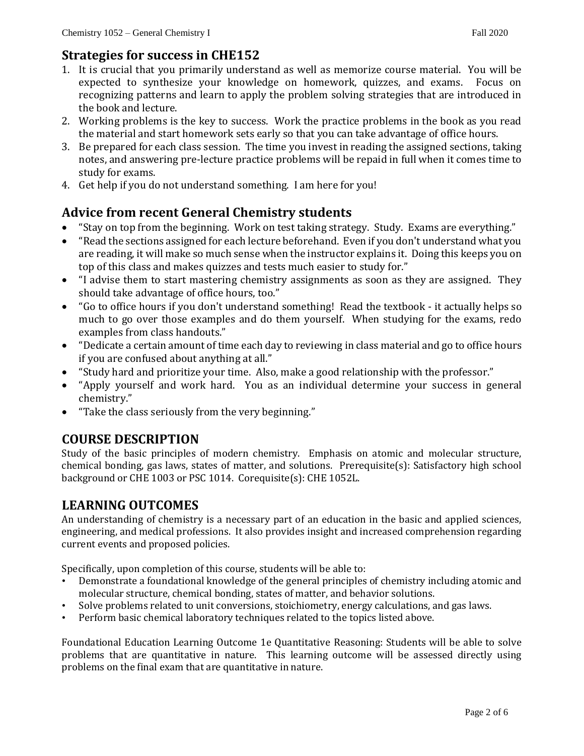## Strategies for success in CHE152

1. It is crucial that you primarily understand as well as memorize course material. You will be expected to synthesize your knowledge on homework, quizzes, and exams. Focus on recognizing patterns and learn to apply the problem solving strategies that are introduced in the book and lecture.
2. Working problems is the key to success. Work the practice problems in the book as you read the material and start homework sets early so that you can take advantage of office hours.
3. Be prepared for each class session. The time you invest in reading the assigned sections, taking notes, and answering pre-lecture practice problems will be repaid in full when it comes time to study for exams.
4. Get help if you do not understand something. I am here for you!

## Advice from recent General Chemistry students

- "Stay on top from the beginning. Work on test taking strategy. Study. Exams are everything."
- "Read the sections assigned for each lecture beforehand. Even if you don't understand what you are reading, it will make so much sense when the instructor explains it. Doing this keeps you on top of this class and makes quizzes and tests much easier to study for."
- "I advise them to start mastering chemistry assignments as soon as they are assigned. They should take advantage of office hours, too."
- "Go to office hours if you don't understand something! Read the textbook - it actually helps so much to go over those examples and do them yourself. When studying for the exams, redo examples from class handouts."
- "Dedicate a certain amount of time each day to reviewing in class material and go to office hours if you are confused about anything at all."
- "Study hard and prioritize your time. Also, make a good relationship with the professor."
- "Apply yourself and work hard. You as an individual determine your success in general chemistry."
- "Take the class seriously from the very beginning."

## COURSE DESCRIPTION

Study of the basic principles of modern chemistry. Emphasis on atomic and molecular structure, chemical bonding, gas laws, states of matter, and solutions. Prerequisite(s): Satisfactory high school background or CHE 1003 or PSC 1014. Corequisite(s): CHE 1052L.

## LEARNING OUTCOMES

An understanding of chemistry is a necessary part of an education in the basic and applied sciences, engineering, and medical professions. It also provides insight and increased comprehension regarding current events and proposed policies.

Specifically, upon completion of this course, students will be able to:

- Demonstrate a foundational knowledge of the general principles of chemistry including atomic and molecular structure, chemical bonding, states of matter, and behavior solutions.
- Solve problems related to unit conversions, stoichiometry, energy calculations, and gas laws.
- Perform basic chemical laboratory techniques related to the topics listed above.

Foundational Education Learning Outcome 1e Quantitative Reasoning: Students will be able to solve problems that are quantitative in nature. This learning outcome will be assessed directly using problems on the final exam that are quantitative in nature.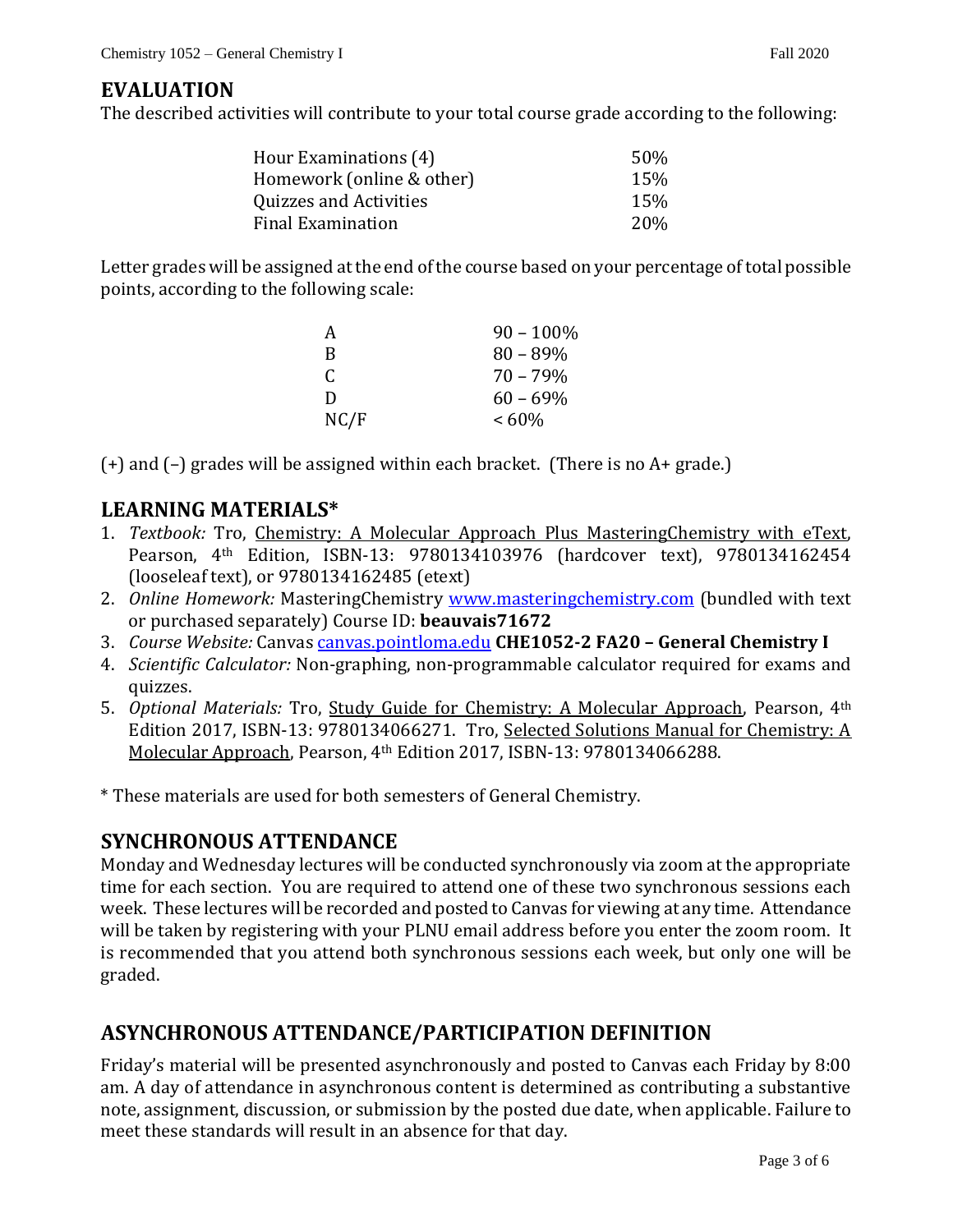## EVALUATION

The described activities will contribute to your total course grade according to the following:

| | |
|---|---|
| Hour Examinations (4) | 50% |
| Homework (online & other) | 15% |
| Quizzes and Activities | 15% |
| Final Examination | 20% |

Letter grades will be assigned at the end of the course based on your percentage of total possible points, according to the following scale:

| | |
|---|---|
| A | 90 – 100% |
| B | 80 – 89% |
| C | 70 – 79% |
| D | 60 – 69% |
| NC/F | < 60% |

(+) and (–) grades will be assigned within each bracket. (There is no A+ grade.)

## LEARNING MATERIALS*

1. *Textbook:* Tro, Chemistry: A Molecular Approach Plus MasteringChemistry with eText, Pearson, 4th Edition, ISBN-13: 9780134103976 (hardcover text), 9780134162454 (looseleaf text), or 9780134162485 (etext)
2. *Online Homework:* MasteringChemistry www.masteringchemistry.com (bundled with text or purchased separately) Course ID: **beauvais71672**
3. *Course Website:* Canvas canvas.pointloma.edu **CHE1052-2 FA20 – General Chemistry I**
4. *Scientific Calculator:* Non-graphing, non-programmable calculator required for exams and quizzes.
5. *Optional Materials:* Tro, Study Guide for Chemistry: A Molecular Approach, Pearson, 4th Edition 2017, ISBN-13: 9780134066271. Tro, Selected Solutions Manual for Chemistry: A Molecular Approach, Pearson, 4th Edition 2017, ISBN-13: 9780134066288.

* These materials are used for both semesters of General Chemistry.

## SYNCHRONOUS ATTENDANCE

Monday and Wednesday lectures will be conducted synchronously via zoom at the appropriate time for each section. You are required to attend one of these two synchronous sessions each week. These lectures will be recorded and posted to Canvas for viewing at any time. Attendance will be taken by registering with your PLNU email address before you enter the zoom room. It is recommended that you attend both synchronous sessions each week, but only one will be graded.

## ASYNCHRONOUS ATTENDANCE/PARTICIPATION DEFINITION

Friday's material will be presented asynchronously and posted to Canvas each Friday by 8:00 am. A day of attendance in asynchronous content is determined as contributing a substantive note, assignment, discussion, or submission by the posted due date, when applicable. Failure to meet these standards will result in an absence for that day.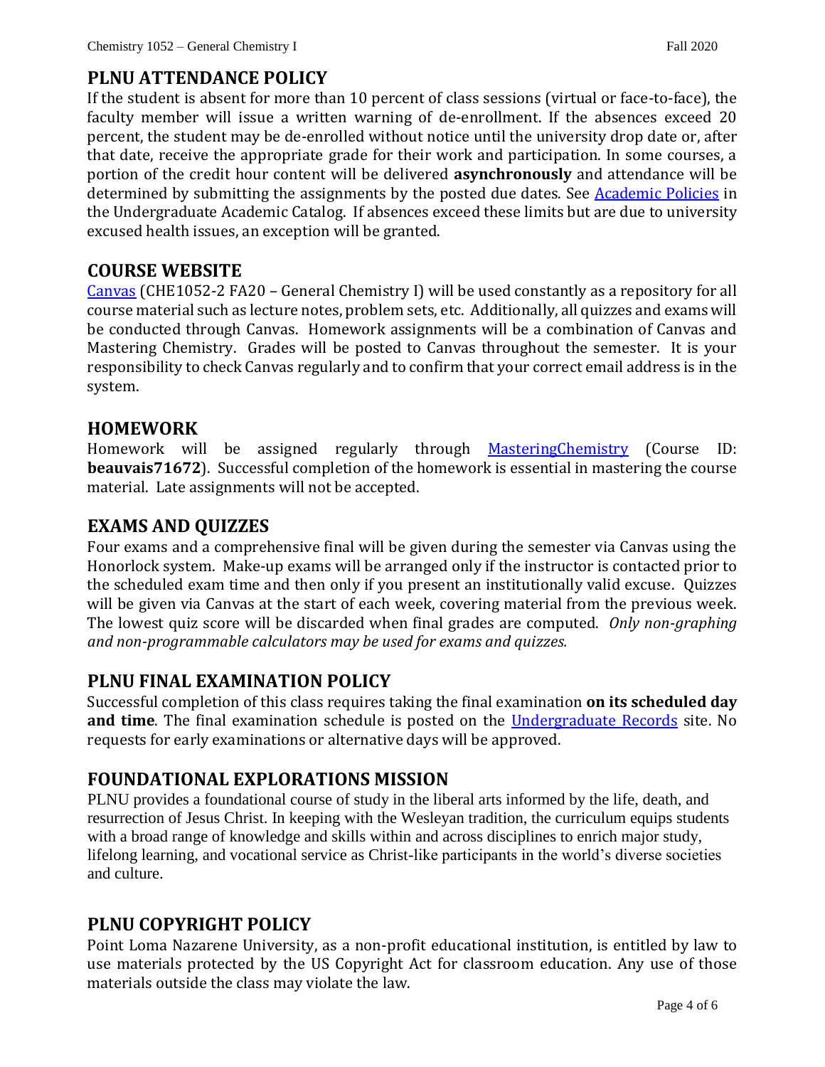## PLNU ATTENDANCE POLICY

If the student is absent for more than 10 percent of class sessions (virtual or face-to-face), the faculty member will issue a written warning of de-enrollment. If the absences exceed 20 percent, the student may be de-enrolled without notice until the university drop date or, after that date, receive the appropriate grade for their work and participation. In some courses, a portion of the credit hour content will be delivered **asynchronously** and attendance will be determined by submitting the assignments by the posted due dates. See Academic Policies in the Undergraduate Academic Catalog. If absences exceed these limits but are due to university excused health issues, an exception will be granted.

## COURSE WEBSITE

Canvas (CHE1052-2 FA20 – General Chemistry I) will be used constantly as a repository for all course material such as lecture notes, problem sets, etc. Additionally, all quizzes and exams will be conducted through Canvas. Homework assignments will be a combination of Canvas and Mastering Chemistry. Grades will be posted to Canvas throughout the semester. It is your responsibility to check Canvas regularly and to confirm that your correct email address is in the system.

## HOMEWORK

Homework will be assigned regularly through MasteringChemistry (Course ID: **beauvais71672**). Successful completion of the homework is essential in mastering the course material. Late assignments will not be accepted.

## EXAMS AND QUIZZES

Four exams and a comprehensive final will be given during the semester via Canvas using the Honorlock system. Make-up exams will be arranged only if the instructor is contacted prior to the scheduled exam time and then only if you present an institutionally valid excuse. Quizzes will be given via Canvas at the start of each week, covering material from the previous week. The lowest quiz score will be discarded when final grades are computed. *Only non-graphing and non-programmable calculators may be used for exams and quizzes.*

## PLNU FINAL EXAMINATION POLICY

Successful completion of this class requires taking the final examination **on its scheduled day and time**. The final examination schedule is posted on the Undergraduate Records site. No requests for early examinations or alternative days will be approved.

## FOUNDATIONAL EXPLORATIONS MISSION

PLNU provides a foundational course of study in the liberal arts informed by the life, death, and resurrection of Jesus Christ. In keeping with the Wesleyan tradition, the curriculum equips students with a broad range of knowledge and skills within and across disciplines to enrich major study, lifelong learning, and vocational service as Christ-like participants in the world's diverse societies and culture.

## PLNU COPYRIGHT POLICY

Point Loma Nazarene University, as a non-profit educational institution, is entitled by law to use materials protected by the US Copyright Act for classroom education. Any use of those materials outside the class may violate the law.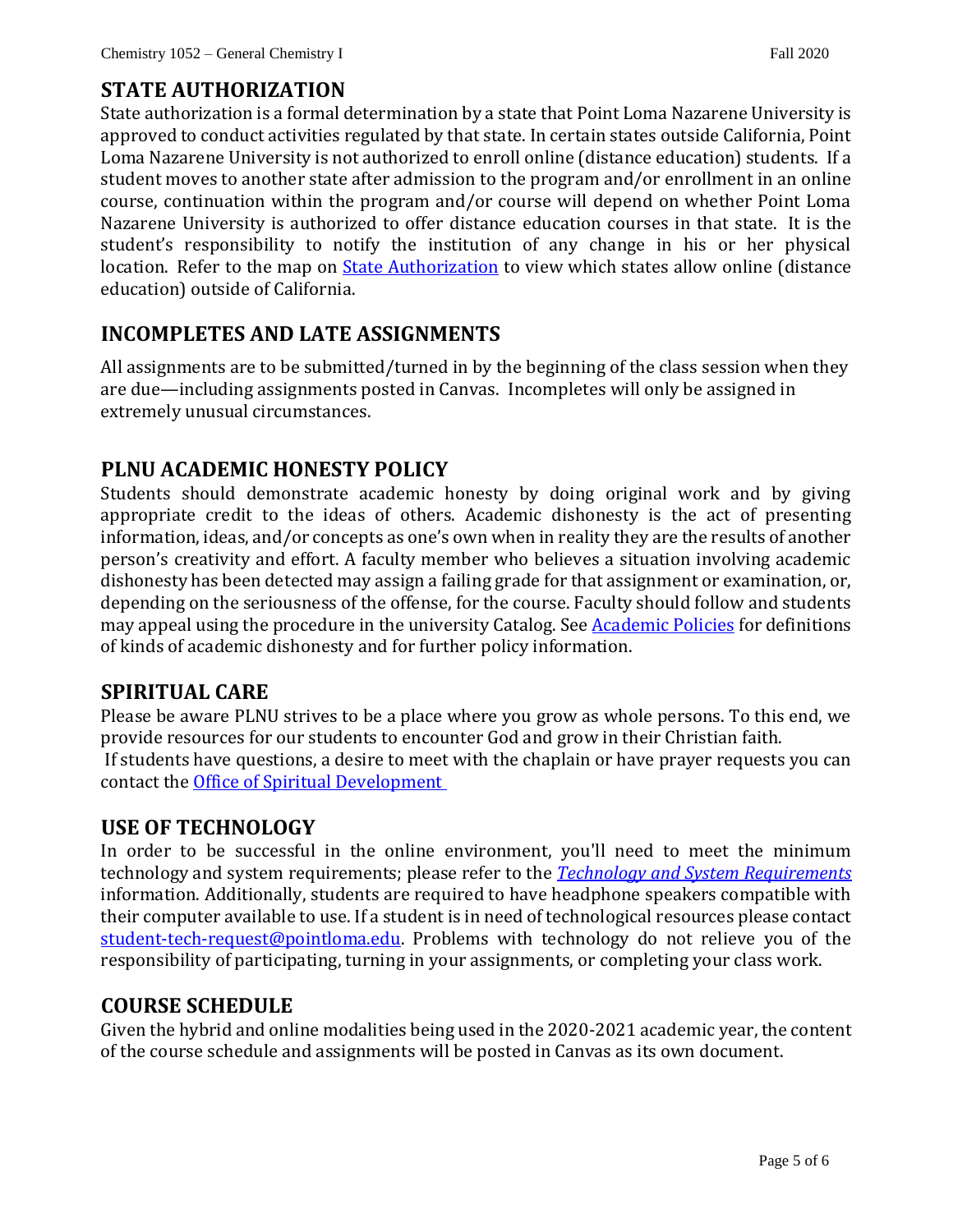## STATE AUTHORIZATION

State authorization is a formal determination by a state that Point Loma Nazarene University is approved to conduct activities regulated by that state. In certain states outside California, Point Loma Nazarene University is not authorized to enroll online (distance education) students. If a student moves to another state after admission to the program and/or enrollment in an online course, continuation within the program and/or course will depend on whether Point Loma Nazarene University is authorized to offer distance education courses in that state. It is the student's responsibility to notify the institution of any change in his or her physical location. Refer to the map on State Authorization to view which states allow online (distance education) outside of California.

## INCOMPLETES AND LATE ASSIGNMENTS

All assignments are to be submitted/turned in by the beginning of the class session when they are due—including assignments posted in Canvas. Incompletes will only be assigned in extremely unusual circumstances.

## PLNU ACADEMIC HONESTY POLICY

Students should demonstrate academic honesty by doing original work and by giving appropriate credit to the ideas of others. Academic dishonesty is the act of presenting information, ideas, and/or concepts as one's own when in reality they are the results of another person's creativity and effort. A faculty member who believes a situation involving academic dishonesty has been detected may assign a failing grade for that assignment or examination, or, depending on the seriousness of the offense, for the course. Faculty should follow and students may appeal using the procedure in the university Catalog. See Academic Policies for definitions of kinds of academic dishonesty and for further policy information.

## SPIRITUAL CARE

Please be aware PLNU strives to be a place where you grow as whole persons. To this end, we provide resources for our students to encounter God and grow in their Christian faith.
If students have questions, a desire to meet with the chaplain or have prayer requests you can contact the Office of Spiritual Development

## USE OF TECHNOLOGY

In order to be successful in the online environment, you'll need to meet the minimum technology and system requirements; please refer to the *Technology and System Requirements* information. Additionally, students are required to have headphone speakers compatible with their computer available to use. If a student is in need of technological resources please contact student-tech-request@pointloma.edu. Problems with technology do not relieve you of the responsibility of participating, turning in your assignments, or completing your class work.

## COURSE SCHEDULE

Given the hybrid and online modalities being used in the 2020-2021 academic year, the content of the course schedule and assignments will be posted in Canvas as its own document.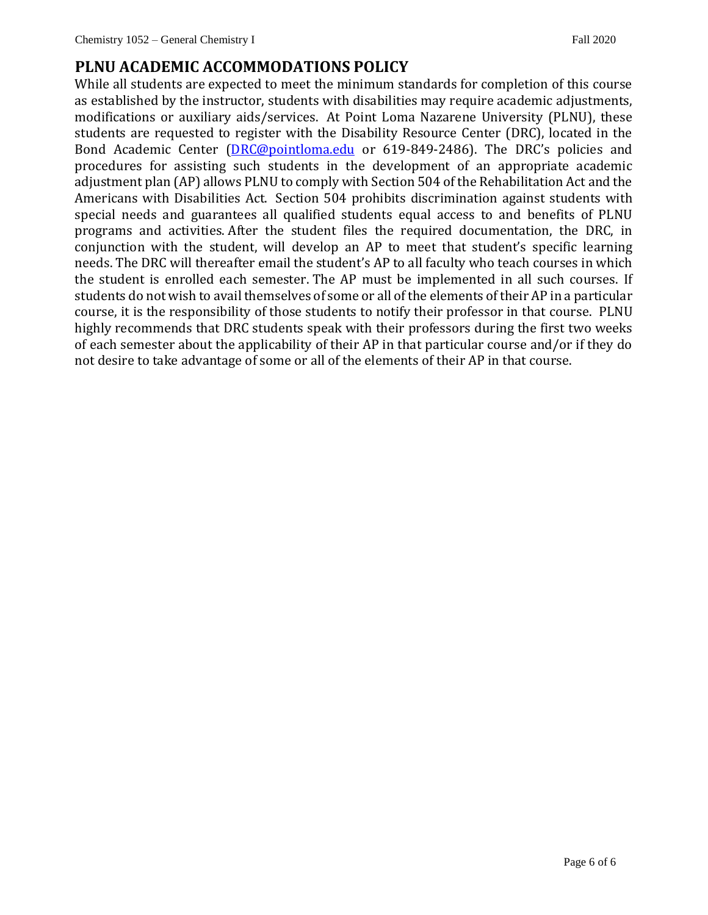## PLNU ACADEMIC ACCOMMODATIONS POLICY

While all students are expected to meet the minimum standards for completion of this course as established by the instructor, students with disabilities may require academic adjustments, modifications or auxiliary aids/services. At Point Loma Nazarene University (PLNU), these students are requested to register with the Disability Resource Center (DRC), located in the Bond Academic Center (DRC@pointloma.edu or 619-849-2486). The DRC's policies and procedures for assisting such students in the development of an appropriate academic adjustment plan (AP) allows PLNU to comply with Section 504 of the Rehabilitation Act and the Americans with Disabilities Act. Section 504 prohibits discrimination against students with special needs and guarantees all qualified students equal access to and benefits of PLNU programs and activities. After the student files the required documentation, the DRC, in conjunction with the student, will develop an AP to meet that student's specific learning needs. The DRC will thereafter email the student's AP to all faculty who teach courses in which the student is enrolled each semester. The AP must be implemented in all such courses. If students do not wish to avail themselves of some or all of the elements of their AP in a particular course, it is the responsibility of those students to notify their professor in that course. PLNU highly recommends that DRC students speak with their professors during the first two weeks of each semester about the applicability of their AP in that particular course and/or if they do not desire to take advantage of some or all of the elements of their AP in that course.